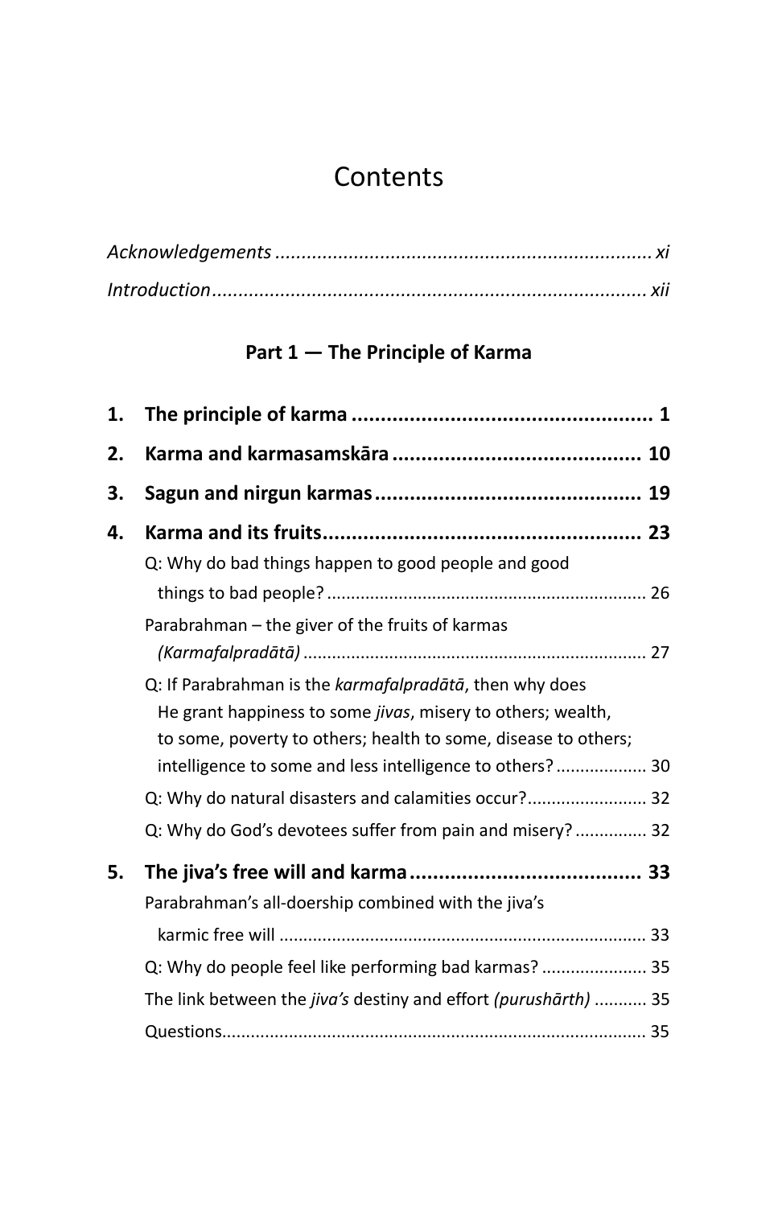# Contents

*Acknowledgements* ........................................................................ *xi*

*Introduction* ................................................................................... *xii*

## Part 1 — The Principle of Karma

**1. The principle of karma .................................................... 1**

**2. Karma and karmasamskāra ........................................... 10**

**3. Sagun and nirgun karmas .............................................. 19**

**4. Karma and its fruits ....................................................... 23**

Q: Why do bad things happen to good people and good things to bad people? .................................................................. 26

Parabrahman – the giver of the fruits of karmas *(Karmafalpradātā)* ...................................................................... 27

Q: If Parabrahman is the *karmafalpradātā*, then why does He grant happiness to some *jivas*, misery to others; wealth, to some, poverty to others; health to some, disease to others; intelligence to some and less intelligence to others? .................. 30

Q: Why do natural disasters and calamities occur? ........................ 32

Q: Why do God's devotees suffer from pain and misery? .............. 32

**5. The jiva's free will and karma ........................................ 33**

Parabrahman's all-doership combined with the jiva's karmic free will ........................................................................... 33

Q: Why do people feel like performing bad karmas? ..................... 35

The link between the *jiva's* destiny and effort *(purushārth)* ........... 35

Questions ........................................................................................ 35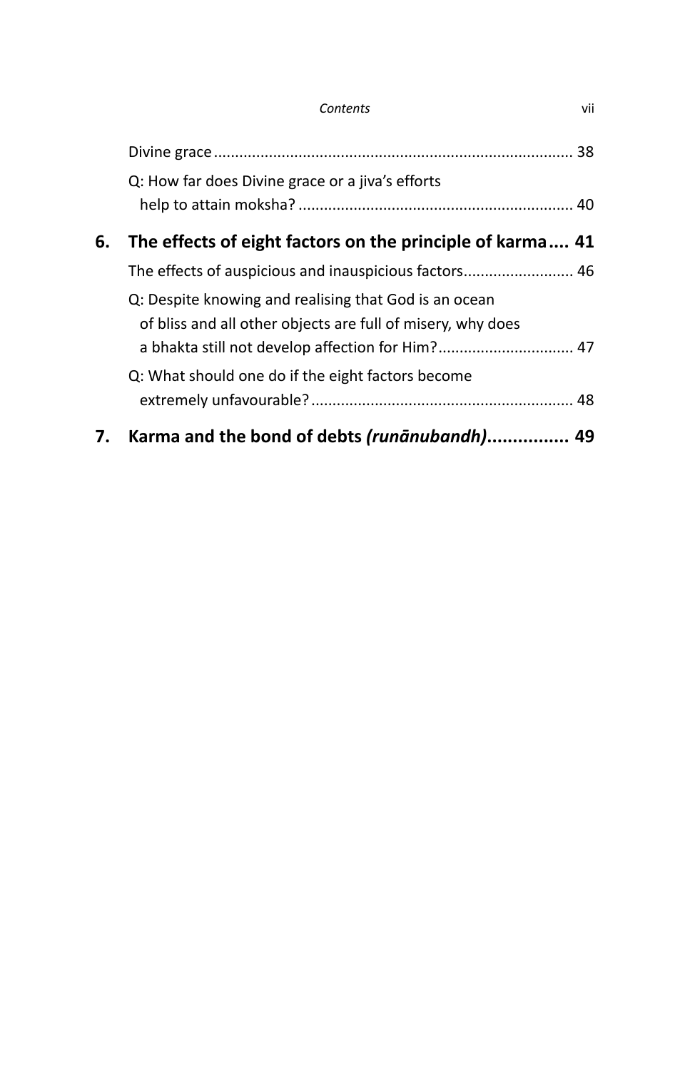Divine grace ..................................................................................... 38

Q: How far does Divine grace or a jiva's efforts help to attain moksha? ................................................................. 40

**6. The effects of eight factors on the principle of karma .... 41**

The effects of auspicious and inauspicious factors.......................... 46

Q: Despite knowing and realising that God is an ocean of bliss and all other objects are full of misery, why does a bhakta still not develop affection for Him?................................ 47

Q: What should one do if the eight factors become extremely unfavourable?............................................................. 48

**7. Karma and the bond of debts *(runānubandh)*................ 49**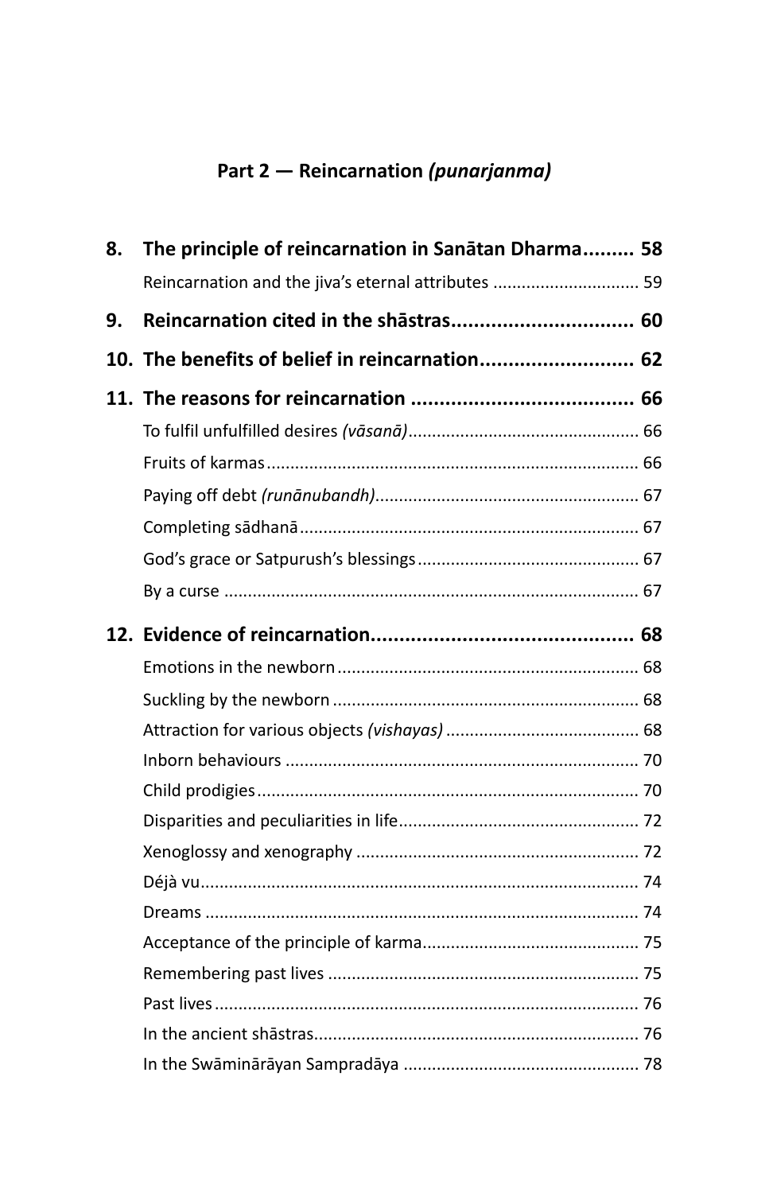## Part 2 — Reincarnation *(punarjanma)*

**8. The principle of reincarnation in Sanātan Dharma......... 58**

Reincarnation and the jiva's eternal attributes .............................. 59

**9. Reincarnation cited in the shāstras................................ 60**

**10. The benefits of belief in reincarnation........................... 62**

**11. The reasons for reincarnation ....................................... 66**

To fulfil unfulfilled desires *(vāsanā)*................................................ 66

Fruits of karmas............................................................................. 66

Paying off debt *(runānubandh)*....................................................... 67

Completing sādhanā....................................................................... 67

God's grace or Satpurush's blessings.............................................. 67

By a curse ...................................................................................... 67

**12. Evidence of reincarnation............................................. 68**

Emotions in the newborn............................................................... 68

Suckling by the newborn ................................................................ 68

Attraction for various objects *(vishayas)* ......................................... 68

Inborn behaviours .......................................................................... 70

Child prodigies............................................................................... 70

Disparities and peculiarities in life.................................................. 72

Xenoglossy and xenography ........................................................... 72

Déjà vu........................................................................................... 74

Dreams .......................................................................................... 74

Acceptance of the principle of karma............................................. 75

Remembering past lives ................................................................. 75

Past lives........................................................................................ 76

In the ancient shāstras.................................................................... 76

In the Swāminārāyan Sampradāya ................................................. 78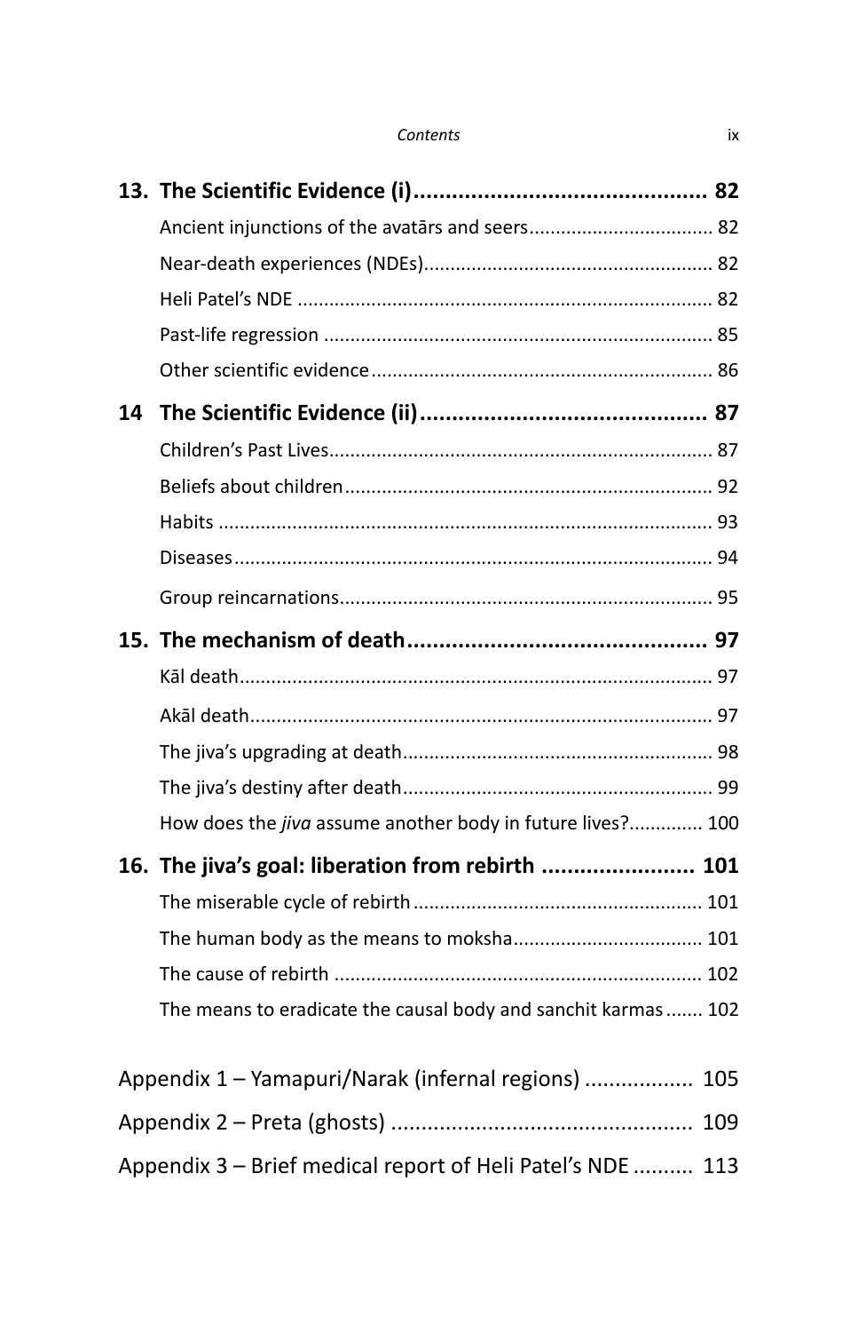| | |
|---|---|
| **13. The Scientific Evidence (i)** | **82** |
| Ancient injunctions of the avatārs and seers | 82 |
| Near-death experiences (NDEs) | 82 |
| Heli Patel's NDE | 82 |
| Past-life regression | 85 |
| Other scientific evidence | 86 |
| **14 The Scientific Evidence (ii)** | **87** |
| Children's Past Lives | 87 |
| Beliefs about children | 92 |
| Habits | 93 |
| Diseases | 94 |
| Group reincarnations | 95 |
| **15. The mechanism of death** | **97** |
| Kāl death | 97 |
| Akāl death | 97 |
| The jiva's upgrading at death | 98 |
| The jiva's destiny after death | 99 |
| How does the *jiva* assume another body in future lives? | 100 |
| **16. The jiva's goal: liberation from rebirth** | **101** |
| The miserable cycle of rebirth | 101 |
| The human body as the means to moksha | 101 |
| The cause of rebirth | 102 |
| The means to eradicate the causal body and sanchit karmas | 102 |
| Appendix 1 – Yamapuri/Narak (infernal regions) | 105 |
| Appendix 2 – Preta (ghosts) | 109 |
| Appendix 3 – Brief medical report of Heli Patel's NDE | 113 |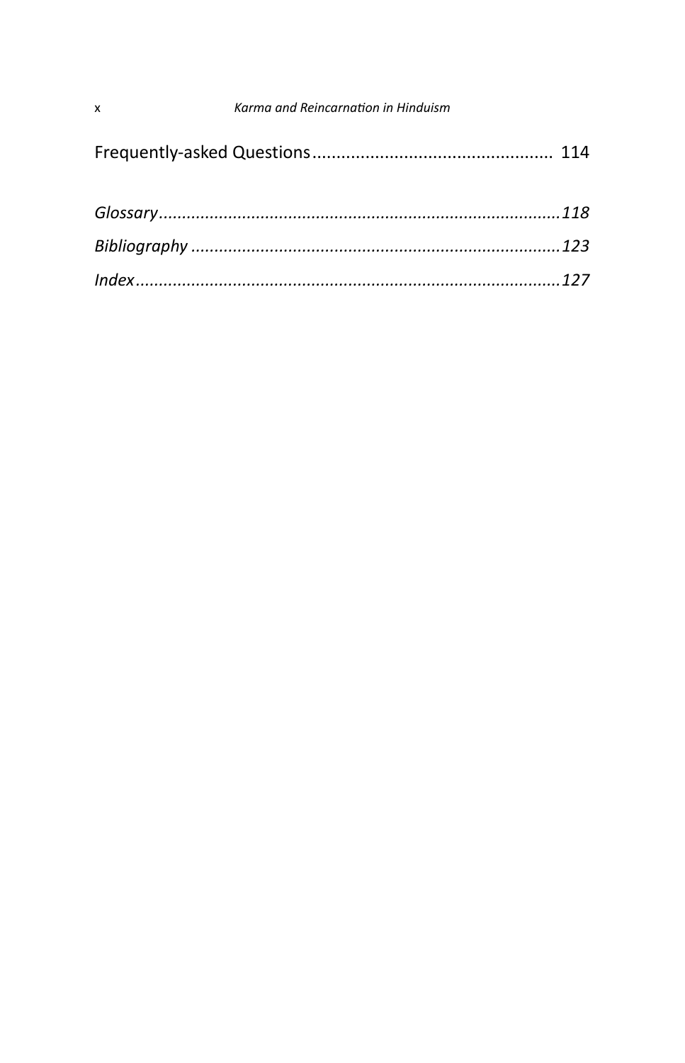Frequently-asked Questions .................................................. 114

*Glossary .......................................................................................118*

*Bibliography ................................................................................123*

*Index ............................................................................................127*